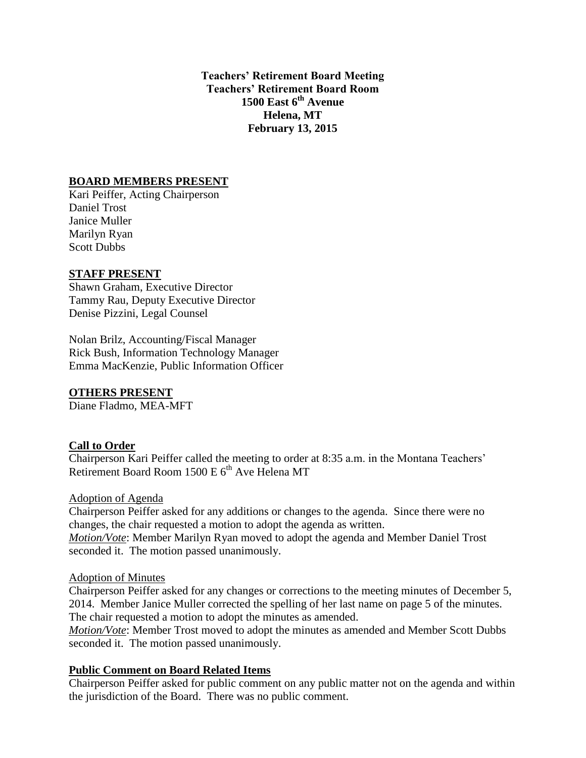**Teachers' Retirement Board Meeting**
**Teachers' Retirement Board Room**
**1500 East 6th Avenue**
**Helena, MT**
**February 13, 2015**

## BOARD MEMBERS PRESENT

Kari Peiffer, Acting Chairperson
Daniel Trost
Janice Muller
Marilyn Ryan
Scott Dubbs

## STAFF PRESENT

Shawn Graham, Executive Director
Tammy Rau, Deputy Executive Director
Denise Pizzini, Legal Counsel

Nolan Brilz, Accounting/Fiscal Manager
Rick Bush, Information Technology Manager
Emma MacKenzie, Public Information Officer

## OTHERS PRESENT

Diane Fladmo, MEA-MFT

## Call to Order

Chairperson Kari Peiffer called the meeting to order at 8:35 a.m. in the Montana Teachers' Retirement Board Room 1500 E 6th Ave Helena MT

### Adoption of Agenda

Chairperson Peiffer asked for any additions or changes to the agenda. Since there were no changes, the chair requested a motion to adopt the agenda as written.

***Motion/Vote***: Member Marilyn Ryan moved to adopt the agenda and Member Daniel Trost seconded it. The motion passed unanimously.

### Adoption of Minutes

Chairperson Peiffer asked for any changes or corrections to the meeting minutes of December 5, 2014. Member Janice Muller corrected the spelling of her last name on page 5 of the minutes. The chair requested a motion to adopt the minutes as amended.

***Motion/Vote***: Member Trost moved to adopt the minutes as amended and Member Scott Dubbs seconded it. The motion passed unanimously.

## Public Comment on Board Related Items

Chairperson Peiffer asked for public comment on any public matter not on the agenda and within the jurisdiction of the Board. There was no public comment.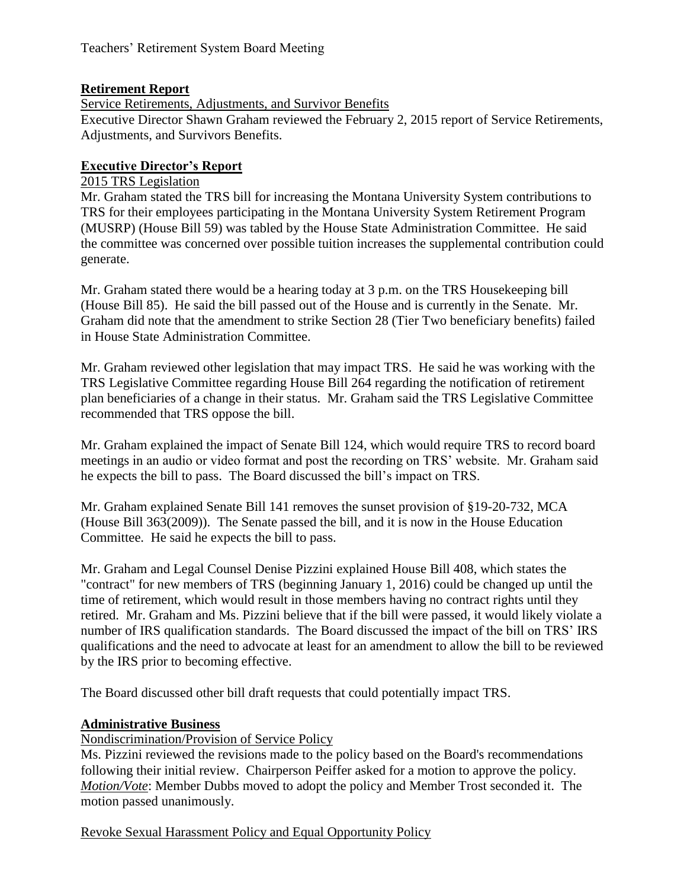## **Retirement Report**

Service Retirements, Adjustments, and Survivor Benefits

Executive Director Shawn Graham reviewed the February 2, 2015 report of Service Retirements, Adjustments, and Survivors Benefits.

## **Executive Director's Report**

2015 TRS Legislation

Mr. Graham stated the TRS bill for increasing the Montana University System contributions to TRS for their employees participating in the Montana University System Retirement Program (MUSRP) (House Bill 59) was tabled by the House State Administration Committee. He said the committee was concerned over possible tuition increases the supplemental contribution could generate.

Mr. Graham stated there would be a hearing today at 3 p.m. on the TRS Housekeeping bill (House Bill 85). He said the bill passed out of the House and is currently in the Senate. Mr. Graham did note that the amendment to strike Section 28 (Tier Two beneficiary benefits) failed in House State Administration Committee.

Mr. Graham reviewed other legislation that may impact TRS. He said he was working with the TRS Legislative Committee regarding House Bill 264 regarding the notification of retirement plan beneficiaries of a change in their status. Mr. Graham said the TRS Legislative Committee recommended that TRS oppose the bill.

Mr. Graham explained the impact of Senate Bill 124, which would require TRS to record board meetings in an audio or video format and post the recording on TRS' website. Mr. Graham said he expects the bill to pass. The Board discussed the bill's impact on TRS.

Mr. Graham explained Senate Bill 141 removes the sunset provision of §19-20-732, MCA (House Bill 363(2009)). The Senate passed the bill, and it is now in the House Education Committee. He said he expects the bill to pass.

Mr. Graham and Legal Counsel Denise Pizzini explained House Bill 408, which states the "contract" for new members of TRS (beginning January 1, 2016) could be changed up until the time of retirement, which would result in those members having no contract rights until they retired. Mr. Graham and Ms. Pizzini believe that if the bill were passed, it would likely violate a number of IRS qualification standards. The Board discussed the impact of the bill on TRS' IRS qualifications and the need to advocate at least for an amendment to allow the bill to be reviewed by the IRS prior to becoming effective.

The Board discussed other bill draft requests that could potentially impact TRS.

## **Administrative Business**

Nondiscrimination/Provision of Service Policy

Ms. Pizzini reviewed the revisions made to the policy based on the Board's recommendations following their initial review. Chairperson Peiffer asked for a motion to approve the policy. ***Motion/Vote***: Member Dubbs moved to adopt the policy and Member Trost seconded it. The motion passed unanimously.

Revoke Sexual Harassment Policy and Equal Opportunity Policy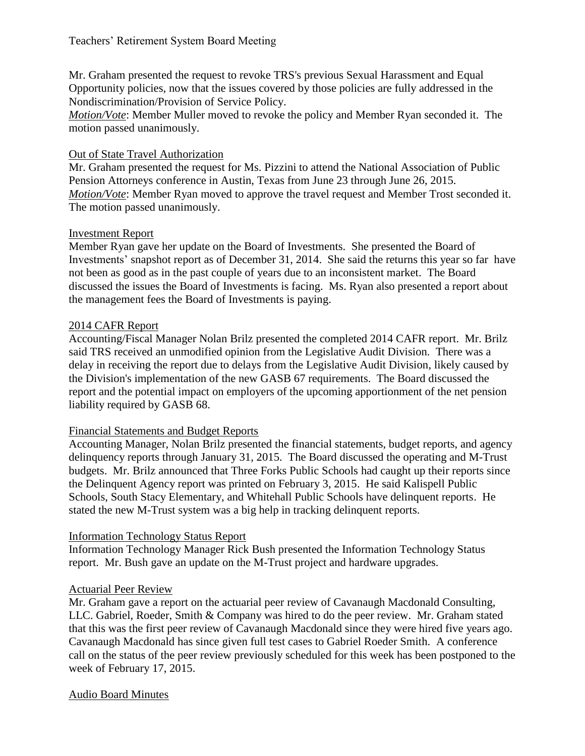Mr. Graham presented the request to revoke TRS's previous Sexual Harassment and Equal Opportunity policies, now that the issues covered by those policies are fully addressed in the Nondiscrimination/Provision of Service Policy.

***Motion/Vote***: Member Muller moved to revoke the policy and Member Ryan seconded it. The motion passed unanimously.

Out of State Travel Authorization

Mr. Graham presented the request for Ms. Pizzini to attend the National Association of Public Pension Attorneys conference in Austin, Texas from June 23 through June 26, 2015.

***Motion/Vote***: Member Ryan moved to approve the travel request and Member Trost seconded it. The motion passed unanimously.

Investment Report

Member Ryan gave her update on the Board of Investments. She presented the Board of Investments' snapshot report as of December 31, 2014. She said the returns this year so far have not been as good as in the past couple of years due to an inconsistent market. The Board discussed the issues the Board of Investments is facing. Ms. Ryan also presented a report about the management fees the Board of Investments is paying.

2014 CAFR Report

Accounting/Fiscal Manager Nolan Brilz presented the completed 2014 CAFR report. Mr. Brilz said TRS received an unmodified opinion from the Legislative Audit Division. There was a delay in receiving the report due to delays from the Legislative Audit Division, likely caused by the Division's implementation of the new GASB 67 requirements. The Board discussed the report and the potential impact on employers of the upcoming apportionment of the net pension liability required by GASB 68.

Financial Statements and Budget Reports

Accounting Manager, Nolan Brilz presented the financial statements, budget reports, and agency delinquency reports through January 31, 2015. The Board discussed the operating and M-Trust budgets. Mr. Brilz announced that Three Forks Public Schools had caught up their reports since the Delinquent Agency report was printed on February 3, 2015. He said Kalispell Public Schools, South Stacy Elementary, and Whitehall Public Schools have delinquent reports. He stated the new M-Trust system was a big help in tracking delinquent reports.

Information Technology Status Report

Information Technology Manager Rick Bush presented the Information Technology Status report. Mr. Bush gave an update on the M-Trust project and hardware upgrades.

Actuarial Peer Review

Mr. Graham gave a report on the actuarial peer review of Cavanaugh Macdonald Consulting, LLC. Gabriel, Roeder, Smith & Company was hired to do the peer review. Mr. Graham stated that this was the first peer review of Cavanaugh Macdonald since they were hired five years ago. Cavanaugh Macdonald has since given full test cases to Gabriel Roeder Smith. A conference call on the status of the peer review previously scheduled for this week has been postponed to the week of February 17, 2015.

Audio Board Minutes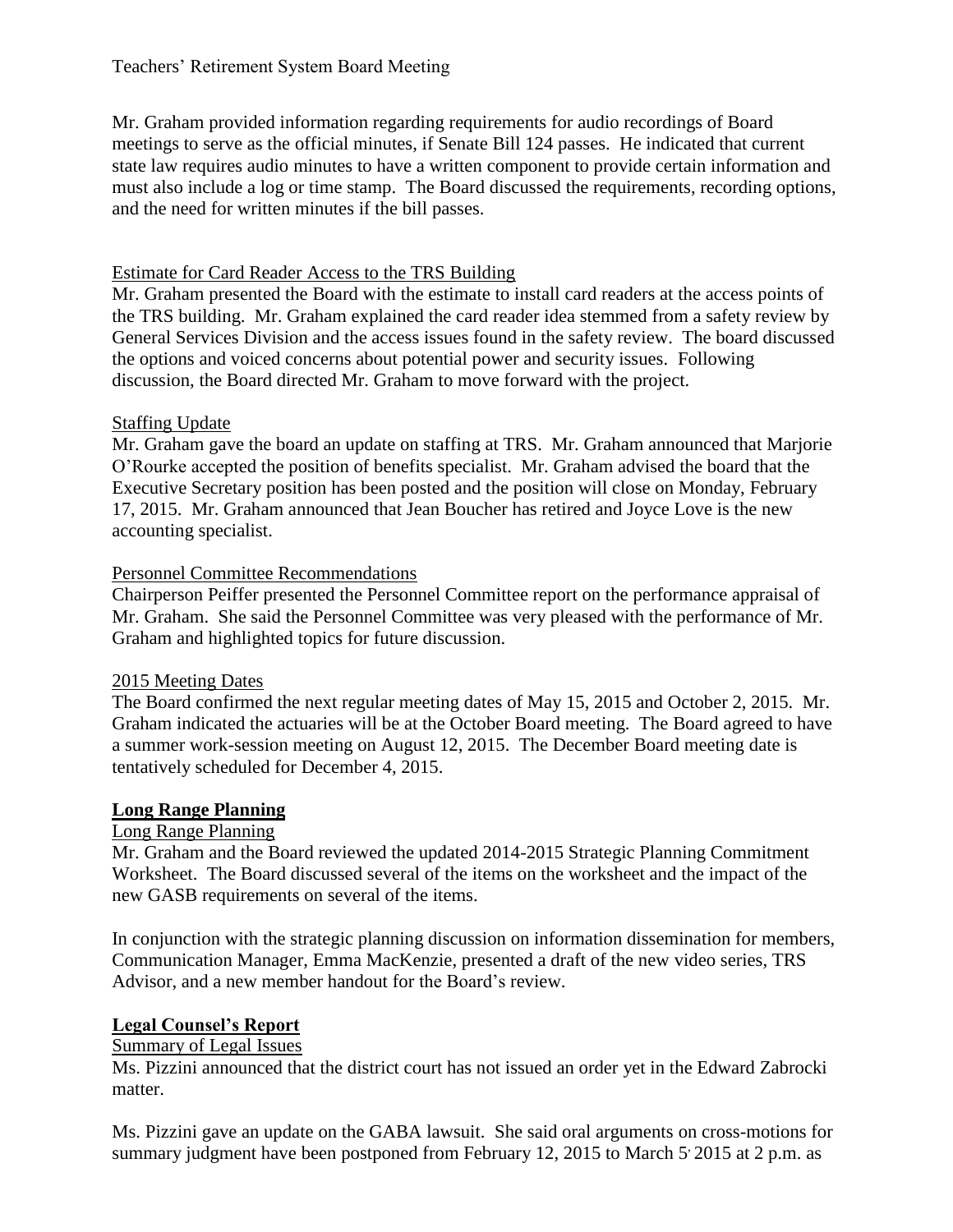Mr. Graham provided information regarding requirements for audio recordings of Board meetings to serve as the official minutes, if Senate Bill 124 passes. He indicated that current state law requires audio minutes to have a written component to provide certain information and must also include a log or time stamp. The Board discussed the requirements, recording options, and the need for written minutes if the bill passes.

<u>Estimate for Card Reader Access to the TRS Building</u>

Mr. Graham presented the Board with the estimate to install card readers at the access points of the TRS building. Mr. Graham explained the card reader idea stemmed from a safety review by General Services Division and the access issues found in the safety review. The board discussed the options and voiced concerns about potential power and security issues. Following discussion, the Board directed Mr. Graham to move forward with the project.

<u>Staffing Update</u>

Mr. Graham gave the board an update on staffing at TRS. Mr. Graham announced that Marjorie O'Rourke accepted the position of benefits specialist. Mr. Graham advised the board that the Executive Secretary position has been posted and the position will close on Monday, February 17, 2015. Mr. Graham announced that Jean Boucher has retired and Joyce Love is the new accounting specialist.

<u>Personnel Committee Recommendations</u>

Chairperson Peiffer presented the Personnel Committee report on the performance appraisal of Mr. Graham. She said the Personnel Committee was very pleased with the performance of Mr. Graham and highlighted topics for future discussion.

<u>2015 Meeting Dates</u>

The Board confirmed the next regular meeting dates of May 15, 2015 and October 2, 2015. Mr. Graham indicated the actuaries will be at the October Board meeting. The Board agreed to have a summer work-session meeting on August 12, 2015. The December Board meeting date is tentatively scheduled for December 4, 2015.

## **<u>Long Range Planning</u>**

<u>Long Range Planning</u>

Mr. Graham and the Board reviewed the updated 2014-2015 Strategic Planning Commitment Worksheet. The Board discussed several of the items on the worksheet and the impact of the new GASB requirements on several of the items.

In conjunction with the strategic planning discussion on information dissemination for members, Communication Manager, Emma MacKenzie, presented a draft of the new video series, TRS Advisor, and a new member handout for the Board's review.

## **<u>Legal Counsel's Report</u>**

<u>Summary of Legal Issues</u>

Ms. Pizzini announced that the district court has not issued an order yet in the Edward Zabrocki matter.

Ms. Pizzini gave an update on the GABA lawsuit. She said oral arguments on cross-motions for summary judgment have been postponed from February 12, 2015 to March 5, 2015 at 2 p.m. as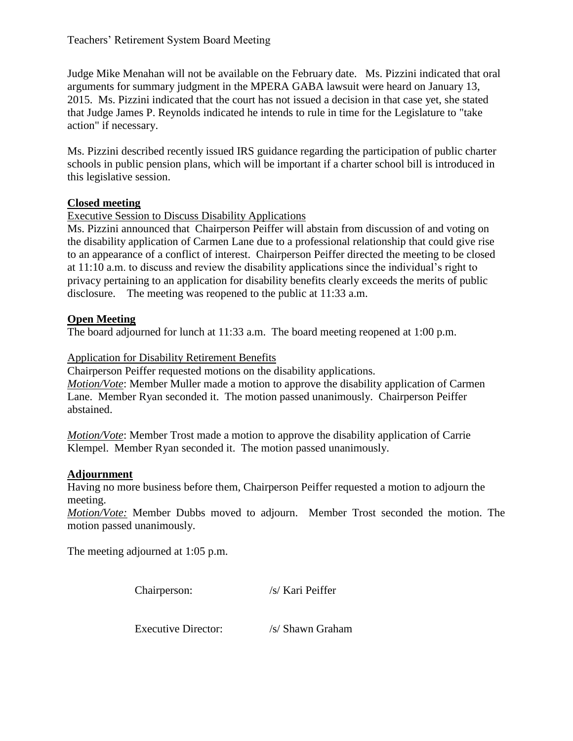Judge Mike Menahan will not be available on the February date. Ms. Pizzini indicated that oral arguments for summary judgment in the MPERA GABA lawsuit were heard on January 13, 2015. Ms. Pizzini indicated that the court has not issued a decision in that case yet, she stated that Judge James P. Reynolds indicated he intends to rule in time for the Legislature to "take action" if necessary.

Ms. Pizzini described recently issued IRS guidance regarding the participation of public charter schools in public pension plans, which will be important if a charter school bill is introduced in this legislative session.

**Closed meeting**

Executive Session to Discuss Disability Applications

Ms. Pizzini announced that Chairperson Peiffer will abstain from discussion of and voting on the disability application of Carmen Lane due to a professional relationship that could give rise to an appearance of a conflict of interest. Chairperson Peiffer directed the meeting to be closed at 11:10 a.m. to discuss and review the disability applications since the individual's right to privacy pertaining to an application for disability benefits clearly exceeds the merits of public disclosure. The meeting was reopened to the public at 11:33 a.m.

**Open Meeting**

The board adjourned for lunch at 11:33 a.m. The board meeting reopened at 1:00 p.m.

Application for Disability Retirement Benefits

Chairperson Peiffer requested motions on the disability applications.

*Motion/Vote*: Member Muller made a motion to approve the disability application of Carmen Lane. Member Ryan seconded it. The motion passed unanimously. Chairperson Peiffer abstained.

*Motion/Vote*: Member Trost made a motion to approve the disability application of Carrie Klempel. Member Ryan seconded it. The motion passed unanimously.

**Adjournment**

Having no more business before them, Chairperson Peiffer requested a motion to adjourn the meeting.

*Motion/Vote:* Member Dubbs moved to adjourn. Member Trost seconded the motion. The motion passed unanimously.

The meeting adjourned at 1:05 p.m.

Chairperson: /s/ Kari Peiffer

Executive Director: /s/ Shawn Graham